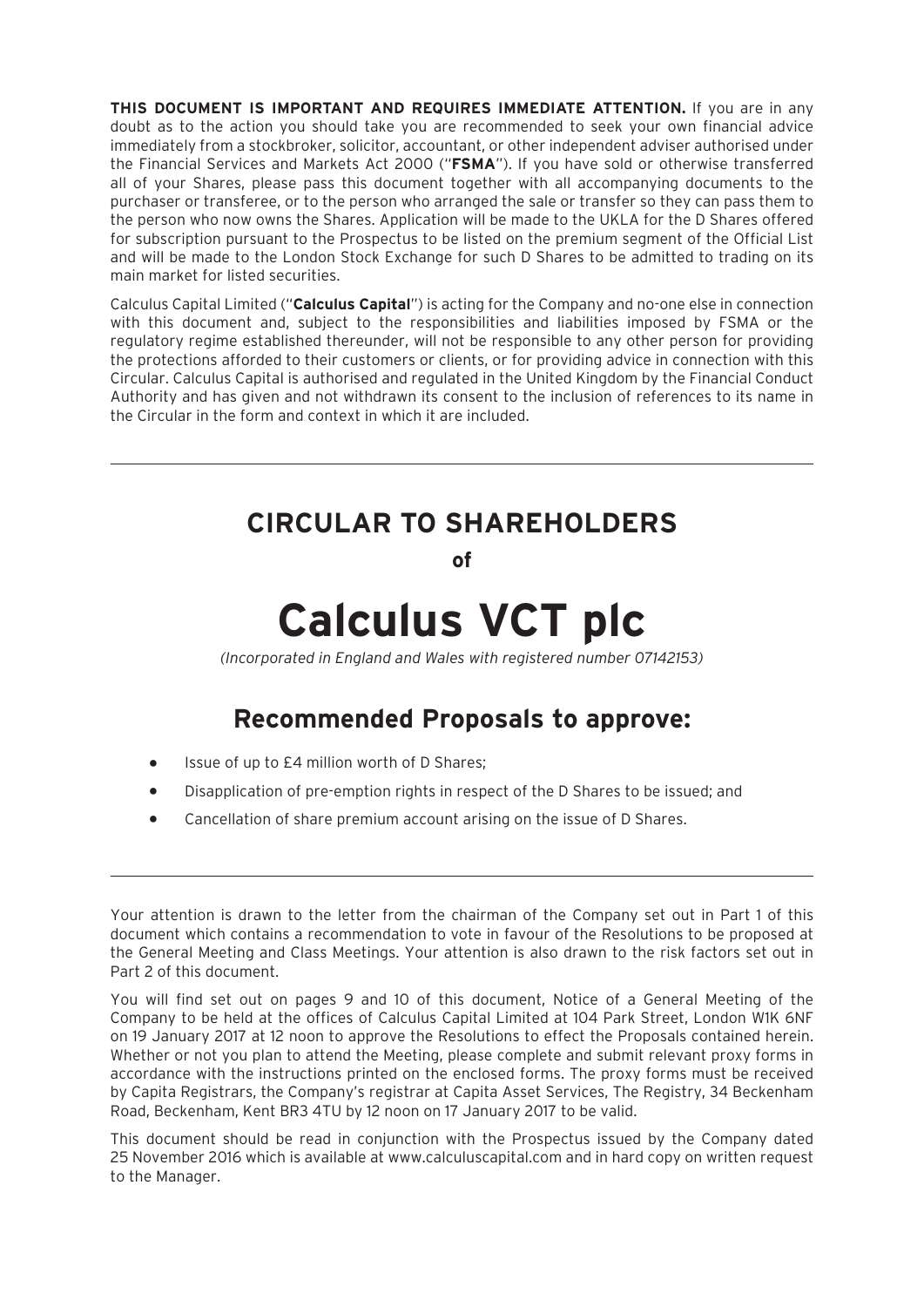**THIS DOCUMENT IS IMPORTANT AND REQUIRES IMMEDIATE ATTENTION.** If you are in any doubt as to the action you should take you are recommended to seek your own financial advice immediately from a stockbroker, solicitor, accountant, or other independent adviser authorised under the Financial Services and Markets Act 2000 ("**FSMA**"). If you have sold or otherwise transferred all of your Shares, please pass this document together with all accompanying documents to the purchaser or transferee, or to the person who arranged the sale or transfer so they can pass them to the person who now owns the Shares. Application will be made to the UKLA for the D Shares offered for subscription pursuant to the Prospectus to be listed on the premium segment of the Official List and will be made to the London Stock Exchange for such D Shares to be admitted to trading on its main market for listed securities.

Calculus Capital Limited ("**Calculus Capital**") is acting for the Company and no-one else in connection with this document and, subject to the responsibilities and liabilities imposed by FSMA or the regulatory regime established thereunder, will not be responsible to any other person for providing the protections afforded to their customers or clients, or for providing advice in connection with this Circular. Calculus Capital is authorised and regulated in the United Kingdom by the Financial Conduct Authority and has given and not withdrawn its consent to the inclusion of references to its name in the Circular in the form and context in which it are included.

---

# CIRCULAR TO SHAREHOLDERS

**of**

# Calculus VCT plc

*(Incorporated in England and Wales with registered number 07142153)*

## Recommended Proposals to approve:

- Issue of up to £4 million worth of D Shares;
- Disapplication of pre-emption rights in respect of the D Shares to be issued; and
- Cancellation of share premium account arising on the issue of D Shares.

---

Your attention is drawn to the letter from the chairman of the Company set out in Part 1 of this document which contains a recommendation to vote in favour of the Resolutions to be proposed at the General Meeting and Class Meetings. Your attention is also drawn to the risk factors set out in Part 2 of this document.

You will find set out on pages 9 and 10 of this document, Notice of a General Meeting of the Company to be held at the offices of Calculus Capital Limited at 104 Park Street, London W1K 6NF on 19 January 2017 at 12 noon to approve the Resolutions to effect the Proposals contained herein. Whether or not you plan to attend the Meeting, please complete and submit relevant proxy forms in accordance with the instructions printed on the enclosed forms. The proxy forms must be received by Capita Registrars, the Company's registrar at Capita Asset Services, The Registry, 34 Beckenham Road, Beckenham, Kent BR3 4TU by 12 noon on 17 January 2017 to be valid.

This document should be read in conjunction with the Prospectus issued by the Company dated 25 November 2016 which is available at www.calculuscapital.com and in hard copy on written request to the Manager.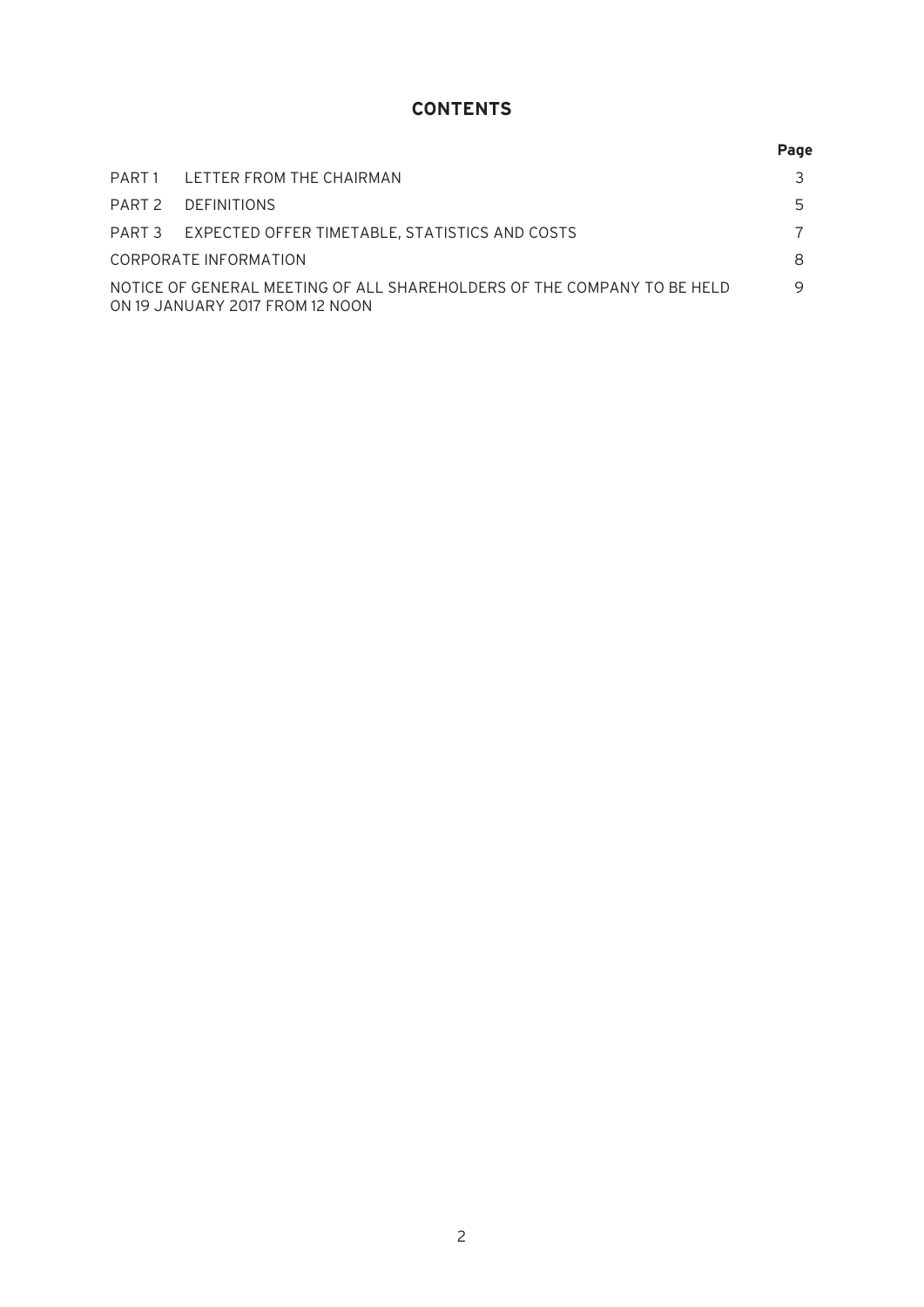# CONTENTS

| | | Page |
|---|---|---|
| PART 1 | LETTER FROM THE CHAIRMAN | 3 |
| PART 2 | DEFINITIONS | 5 |
| PART 3 | EXPECTED OFFER TIMETABLE, STATISTICS AND COSTS | 7 |
| CORPORATE INFORMATION | | 8 |
| NOTICE OF GENERAL MEETING OF ALL SHAREHOLDERS OF THE COMPANY TO BE HELD ON 19 JANUARY 2017 FROM 12 NOON | | 9 |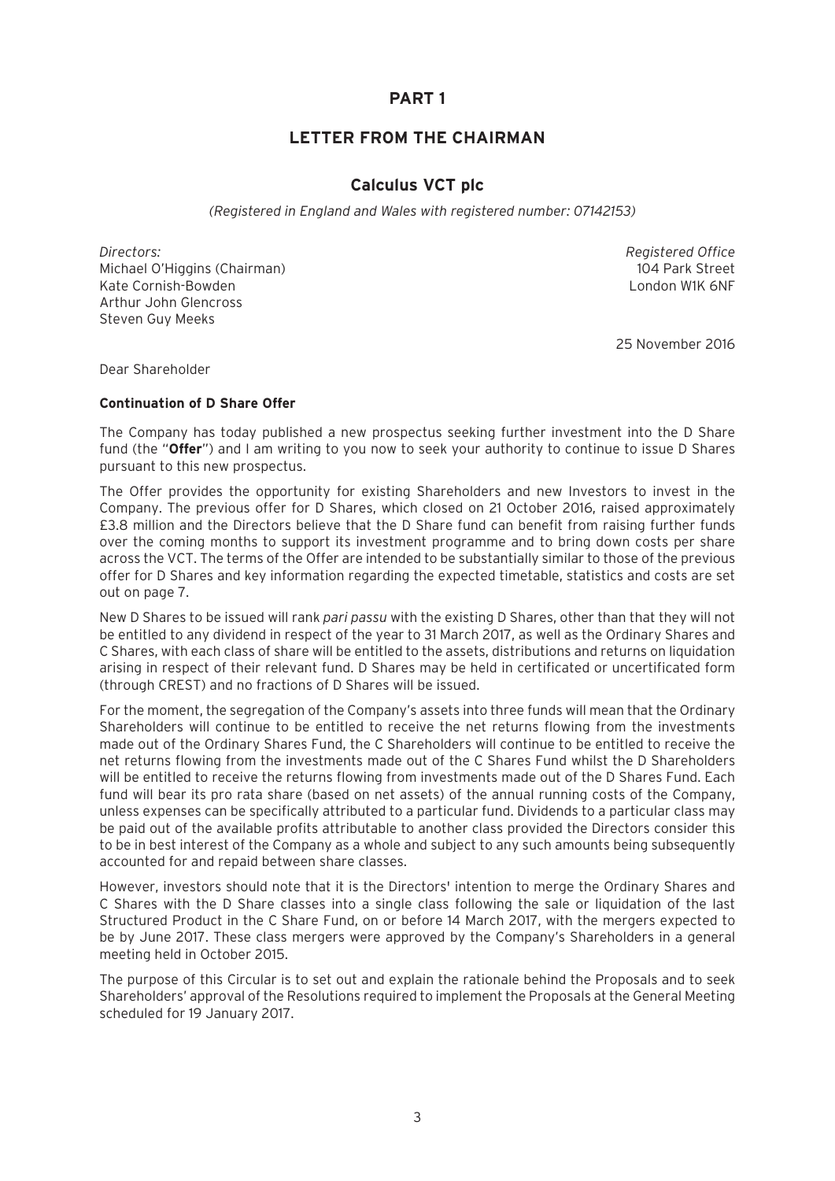# PART 1

## LETTER FROM THE CHAIRMAN

### Calculus VCT plc

*(Registered in England and Wales with registered number: 07142153)*

*Directors:*
Michael O'Higgins (Chairman)
Kate Cornish-Bowden
Arthur John Glencross
Steven Guy Meeks

*Registered Office*
104 Park Street
London W1K 6NF

25 November 2016

Dear Shareholder

**Continuation of D Share Offer**

The Company has today published a new prospectus seeking further investment into the D Share fund (the "**Offer**") and I am writing to you now to seek your authority to continue to issue D Shares pursuant to this new prospectus.

The Offer provides the opportunity for existing Shareholders and new Investors to invest in the Company. The previous offer for D Shares, which closed on 21 October 2016, raised approximately £3.8 million and the Directors believe that the D Share fund can benefit from raising further funds over the coming months to support its investment programme and to bring down costs per share across the VCT. The terms of the Offer are intended to be substantially similar to those of the previous offer for D Shares and key information regarding the expected timetable, statistics and costs are set out on page 7.

New D Shares to be issued will rank *pari passu* with the existing D Shares, other than that they will not be entitled to any dividend in respect of the year to 31 March 2017, as well as the Ordinary Shares and C Shares, with each class of share will be entitled to the assets, distributions and returns on liquidation arising in respect of their relevant fund. D Shares may be held in certificated or uncertificated form (through CREST) and no fractions of D Shares will be issued.

For the moment, the segregation of the Company's assets into three funds will mean that the Ordinary Shareholders will continue to be entitled to receive the net returns flowing from the investments made out of the Ordinary Shares Fund, the C Shareholders will continue to be entitled to receive the net returns flowing from the investments made out of the C Shares Fund whilst the D Shareholders will be entitled to receive the returns flowing from investments made out of the D Shares Fund. Each fund will bear its pro rata share (based on net assets) of the annual running costs of the Company, unless expenses can be specifically attributed to a particular fund. Dividends to a particular class may be paid out of the available profits attributable to another class provided the Directors consider this to be in best interest of the Company as a whole and subject to any such amounts being subsequently accounted for and repaid between share classes.

However, investors should note that it is the Directors' intention to merge the Ordinary Shares and C Shares with the D Share classes into a single class following the sale or liquidation of the last Structured Product in the C Share Fund, on or before 14 March 2017, with the mergers expected to be by June 2017. These class mergers were approved by the Company's Shareholders in a general meeting held in October 2015.

The purpose of this Circular is to set out and explain the rationale behind the Proposals and to seek Shareholders' approval of the Resolutions required to implement the Proposals at the General Meeting scheduled for 19 January 2017.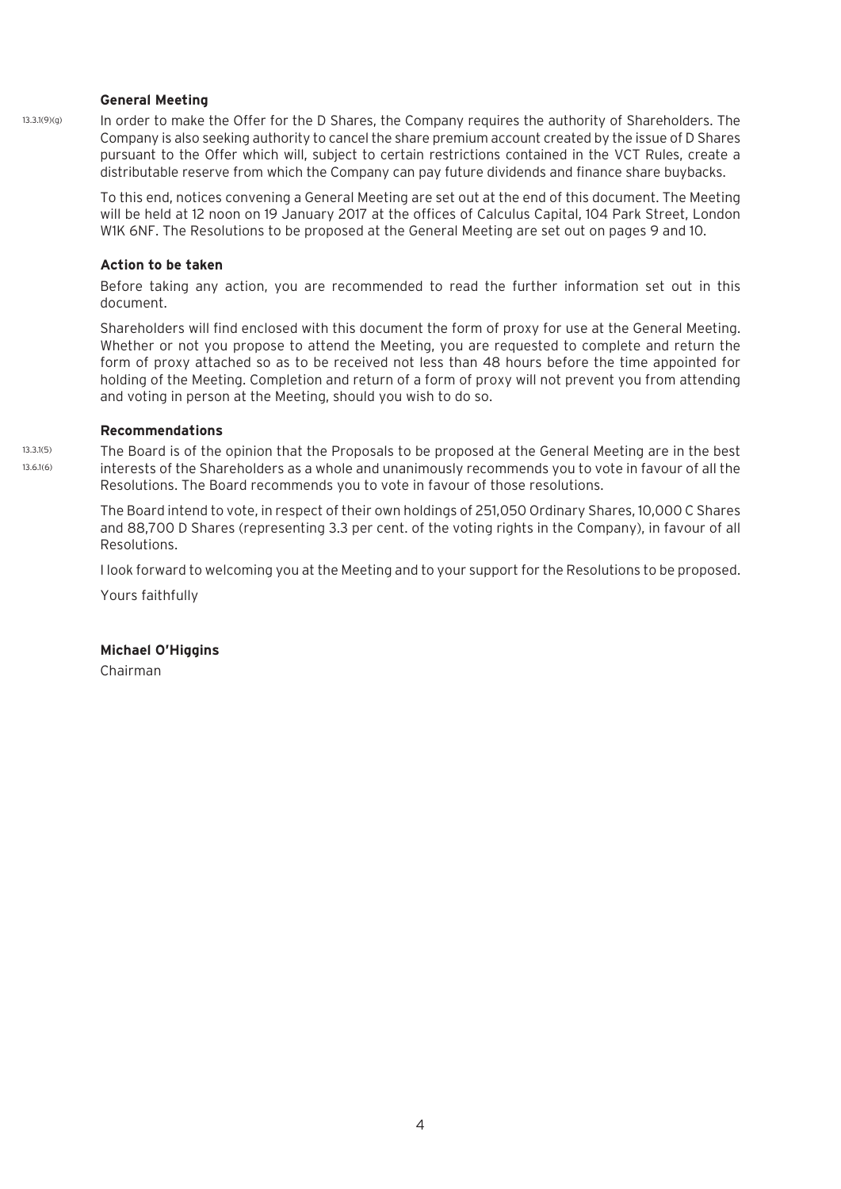### General Meeting

13.3.1(9)(g)

In order to make the Offer for the D Shares, the Company requires the authority of Shareholders. The Company is also seeking authority to cancel the share premium account created by the issue of D Shares pursuant to the Offer which will, subject to certain restrictions contained in the VCT Rules, create a distributable reserve from which the Company can pay future dividends and finance share buybacks.

To this end, notices convening a General Meeting are set out at the end of this document. The Meeting will be held at 12 noon on 19 January 2017 at the offices of Calculus Capital, 104 Park Street, London W1K 6NF. The Resolutions to be proposed at the General Meeting are set out on pages 9 and 10.

### Action to be taken

Before taking any action, you are recommended to read the further information set out in this document.

Shareholders will find enclosed with this document the form of proxy for use at the General Meeting. Whether or not you propose to attend the Meeting, you are requested to complete and return the form of proxy attached so as to be received not less than 48 hours before the time appointed for holding of the Meeting. Completion and return of a form of proxy will not prevent you from attending and voting in person at the Meeting, should you wish to do so.

### Recommendations

13.3.1(5)
13.6.1(6)

The Board is of the opinion that the Proposals to be proposed at the General Meeting are in the best interests of the Shareholders as a whole and unanimously recommends you to vote in favour of all the Resolutions. The Board recommends you to vote in favour of those resolutions.

The Board intend to vote, in respect of their own holdings of 251,050 Ordinary Shares, 10,000 C Shares and 88,700 D Shares (representing 3.3 per cent. of the voting rights in the Company), in favour of all Resolutions.

I look forward to welcoming you at the Meeting and to your support for the Resolutions to be proposed.

Yours faithfully

**Michael O'Higgins**
Chairman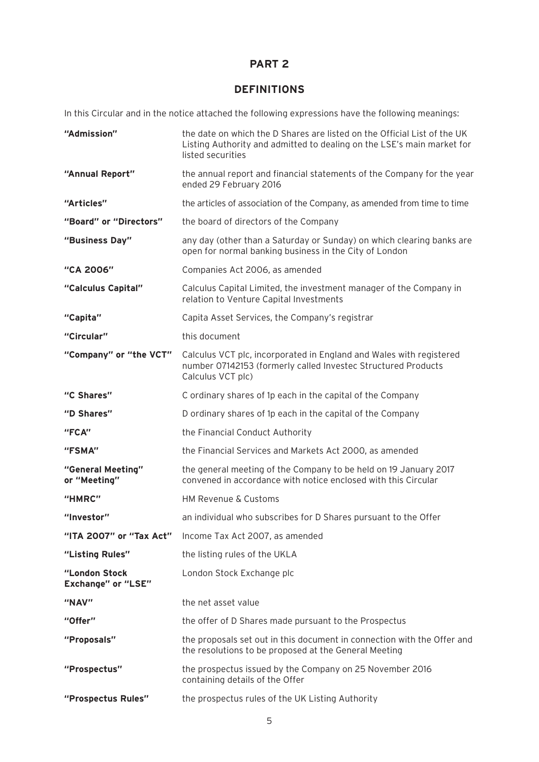# PART 2

## DEFINITIONS

In this Circular and in the notice attached the following expressions have the following meanings:

| | |
|---|---|
| **"Admission"** | the date on which the D Shares are listed on the Official List of the UK Listing Authority and admitted to dealing on the LSE's main market for listed securities |
| **"Annual Report"** | the annual report and financial statements of the Company for the year ended 29 February 2016 |
| **"Articles"** | the articles of association of the Company, as amended from time to time |
| **"Board" or "Directors"** | the board of directors of the Company |
| **"Business Day"** | any day (other than a Saturday or Sunday) on which clearing banks are open for normal banking business in the City of London |
| **"CA 2006"** | Companies Act 2006, as amended |
| **"Calculus Capital"** | Calculus Capital Limited, the investment manager of the Company in relation to Venture Capital Investments |
| **"Capita"** | Capita Asset Services, the Company's registrar |
| **"Circular"** | this document |
| **"Company" or "the VCT"** | Calculus VCT plc, incorporated in England and Wales with registered number 07142153 (formerly called Investec Structured Products Calculus VCT plc) |
| **"C Shares"** | C ordinary shares of 1p each in the capital of the Company |
| **"D Shares"** | D ordinary shares of 1p each in the capital of the Company |
| **"FCA"** | the Financial Conduct Authority |
| **"FSMA"** | the Financial Services and Markets Act 2000, as amended |
| **"General Meeting" or "Meeting"** | the general meeting of the Company to be held on 19 January 2017 convened in accordance with notice enclosed with this Circular |
| **"HMRC"** | HM Revenue & Customs |
| **"Investor"** | an individual who subscribes for D Shares pursuant to the Offer |
| **"ITA 2007" or "Tax Act"** | Income Tax Act 2007, as amended |
| **"Listing Rules"** | the listing rules of the UKLA |
| **"London Stock Exchange" or "LSE"** | London Stock Exchange plc |
| **"NAV"** | the net asset value |
| **"Offer"** | the offer of D Shares made pursuant to the Prospectus |
| **"Proposals"** | the proposals set out in this document in connection with the Offer and the resolutions to be proposed at the General Meeting |
| **"Prospectus"** | the prospectus issued by the Company on 25 November 2016 containing details of the Offer |
| **"Prospectus Rules"** | the prospectus rules of the UK Listing Authority |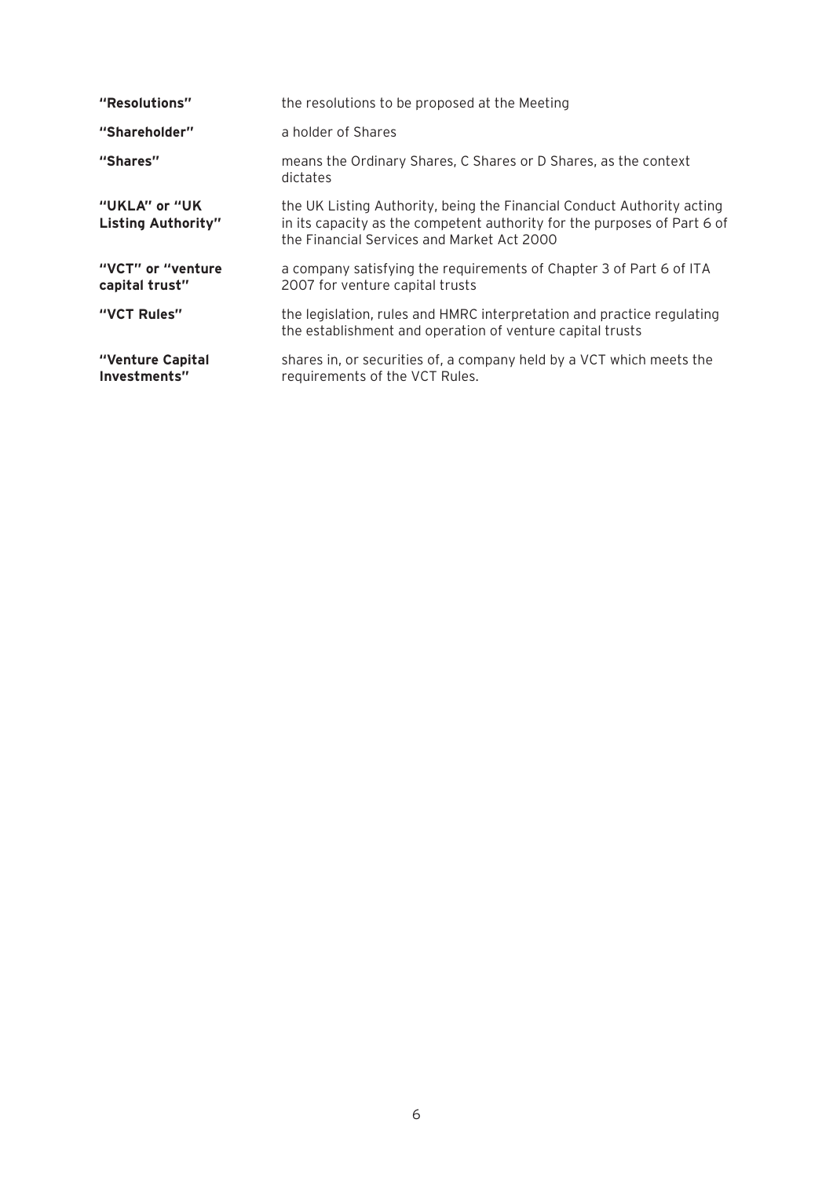| | |
|---|---|
| **"Resolutions"** | the resolutions to be proposed at the Meeting |
| **"Shareholder"** | a holder of Shares |
| **"Shares"** | means the Ordinary Shares, C Shares or D Shares, as the context dictates |
| **"UKLA" or "UK Listing Authority"** | the UK Listing Authority, being the Financial Conduct Authority acting in its capacity as the competent authority for the purposes of Part 6 of the Financial Services and Market Act 2000 |
| **"VCT" or "venture capital trust"** | a company satisfying the requirements of Chapter 3 of Part 6 of ITA 2007 for venture capital trusts |
| **"VCT Rules"** | the legislation, rules and HMRC interpretation and practice regulating the establishment and operation of venture capital trusts |
| **"Venture Capital Investments"** | shares in, or securities of, a company held by a VCT which meets the requirements of the VCT Rules. |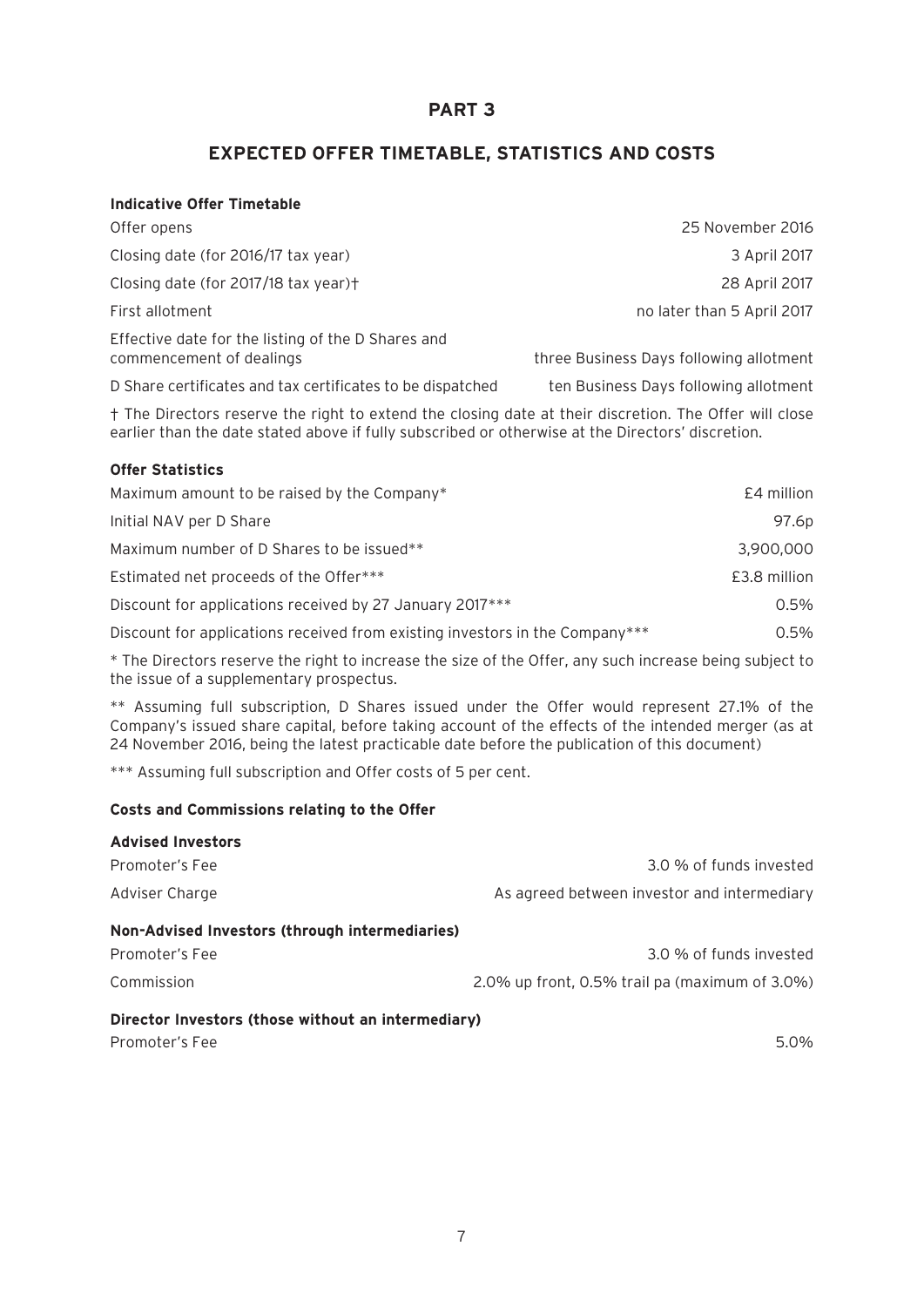# PART 3

## EXPECTED OFFER TIMETABLE, STATISTICS AND COSTS

**Indicative Offer Timetable**

| | |
|---|---|
| Offer opens | 25 November 2016 |
| Closing date (for 2016/17 tax year) | 3 April 2017 |
| Closing date (for 2017/18 tax year)† | 28 April 2017 |
| First allotment | no later than 5 April 2017 |
| Effective date for the listing of the D Shares and commencement of dealings | three Business Days following allotment |
| D Share certificates and tax certificates to be dispatched | ten Business Days following allotment |

† The Directors reserve the right to extend the closing date at their discretion. The Offer will close earlier than the date stated above if fully subscribed or otherwise at the Directors' discretion.

**Offer Statistics**

| | |
|---|---|
| Maximum amount to be raised by the Company* | £4 million |
| Initial NAV per D Share | 97.6p |
| Maximum number of D Shares to be issued** | 3,900,000 |
| Estimated net proceeds of the Offer*** | £3.8 million |
| Discount for applications received by 27 January 2017*** | 0.5% |
| Discount for applications received from existing investors in the Company*** | 0.5% |

* The Directors reserve the right to increase the size of the Offer, any such increase being subject to the issue of a supplementary prospectus.

** Assuming full subscription, D Shares issued under the Offer would represent 27.1% of the Company's issued share capital, before taking account of the effects of the intended merger (as at 24 November 2016, being the latest practicable date before the publication of this document)

*** Assuming full subscription and Offer costs of 5 per cent.

**Costs and Commissions relating to the Offer**

**Advised Investors**

| | |
|---|---|
| Promoter's Fee | 3.0 % of funds invested |
| Adviser Charge | As agreed between investor and intermediary |

**Non-Advised Investors (through intermediaries)**

| | |
|---|---|
| Promoter's Fee | 3.0 % of funds invested |
| Commission | 2.0% up front, 0.5% trail pa (maximum of 3.0%) |

**Director Investors (those without an intermediary)**

| | |
|---|---|
| Promoter's Fee | 5.0% |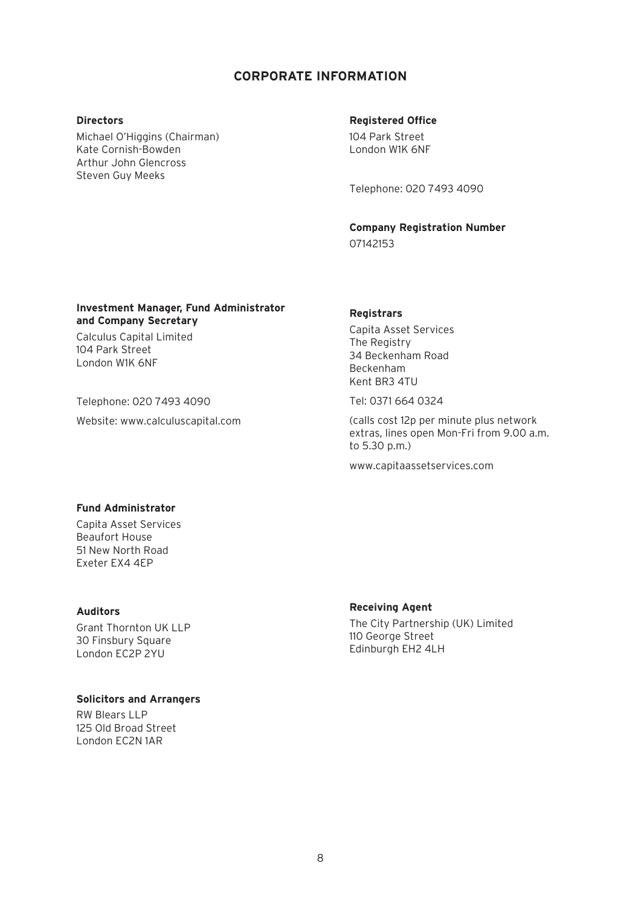# CORPORATE INFORMATION

**Directors**

Michael O'Higgins (Chairman)
Kate Cornish-Bowden
Arthur John Glencross
Steven Guy Meeks

**Registered Office**

104 Park Street
London W1K 6NF

Telephone: 020 7493 4090

**Company Registration Number**

07142153

**Investment Manager, Fund Administrator and Company Secretary**

Calculus Capital Limited
104 Park Street
London W1K 6NF

Telephone: 020 7493 4090

Website: www.calculuscapital.com

**Registrars**

Capita Asset Services
The Registry
34 Beckenham Road
Beckenham
Kent BR3 4TU

Tel: 0371 664 0324

(calls cost 12p per minute plus network extras, lines open Mon-Fri from 9.00 a.m. to 5.30 p.m.)

www.capitaassetservices.com

**Fund Administrator**

Capita Asset Services
Beaufort House
51 New North Road
Exeter EX4 4EP

**Auditors**

Grant Thornton UK LLP
30 Finsbury Square
London EC2P 2YU

**Receiving Agent**

The City Partnership (UK) Limited
110 George Street
Edinburgh EH2 4LH

**Solicitors and Arrangers**

RW Blears LLP
125 Old Broad Street
London EC2N 1AR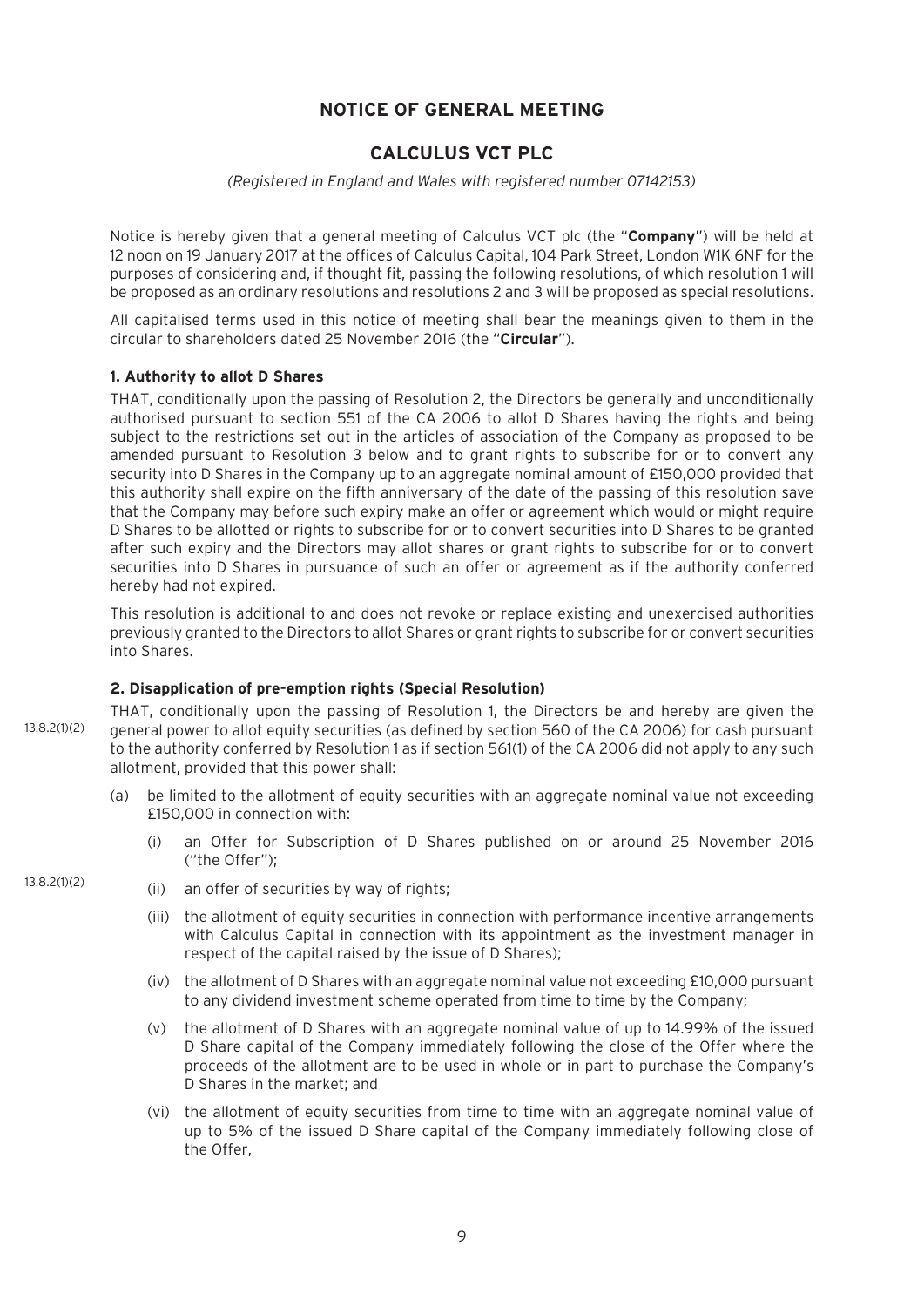# NOTICE OF GENERAL MEETING

## CALCULUS VCT PLC

*(Registered in England and Wales with registered number 07142153)*

Notice is hereby given that a general meeting of Calculus VCT plc (the "**Company**") will be held at 12 noon on 19 January 2017 at the offices of Calculus Capital, 104 Park Street, London W1K 6NF for the purposes of considering and, if thought fit, passing the following resolutions, of which resolution 1 will be proposed as an ordinary resolutions and resolutions 2 and 3 will be proposed as special resolutions.

All capitalised terms used in this notice of meeting shall bear the meanings given to them in the circular to shareholders dated 25 November 2016 (the "**Circular**").

### 1. Authority to allot D Shares

THAT, conditionally upon the passing of Resolution 2, the Directors be generally and unconditionally authorised pursuant to section 551 of the CA 2006 to allot D Shares having the rights and being subject to the restrictions set out in the articles of association of the Company as proposed to be amended pursuant to Resolution 3 below and to grant rights to subscribe for or to convert any security into D Shares in the Company up to an aggregate nominal amount of £150,000 provided that this authority shall expire on the fifth anniversary of the date of the passing of this resolution save that the Company may before such expiry make an offer or agreement which would or might require D Shares to be allotted or rights to subscribe for or to convert securities into D Shares to be granted after such expiry and the Directors may allot shares or grant rights to subscribe for or to convert securities into D Shares in pursuance of such an offer or agreement as if the authority conferred hereby had not expired.

This resolution is additional to and does not revoke or replace existing and unexercised authorities previously granted to the Directors to allot Shares or grant rights to subscribe for or convert securities into Shares.

### 2. Disapplication of pre-emption rights (Special Resolution)

13.8.2(1)(2)

THAT, conditionally upon the passing of Resolution 1, the Directors be and hereby are given the general power to allot equity securities (as defined by section 560 of the CA 2006) for cash pursuant to the authority conferred by Resolution 1 as if section 561(1) of the CA 2006 did not apply to any such allotment, provided that this power shall:

(a) be limited to the allotment of equity securities with an aggregate nominal value not exceeding £150,000 in connection with:

   (i) an Offer for Subscription of D Shares published on or around 25 November 2016 ("the Offer");

13.8.2(1)(2)

   (ii) an offer of securities by way of rights;

   (iii) the allotment of equity securities in connection with performance incentive arrangements with Calculus Capital in connection with its appointment as the investment manager in respect of the capital raised by the issue of D Shares);

   (iv) the allotment of D Shares with an aggregate nominal value not exceeding £10,000 pursuant to any dividend investment scheme operated from time to time by the Company;

   (v) the allotment of D Shares with an aggregate nominal value of up to 14.99% of the issued D Share capital of the Company immediately following the close of the Offer where the proceeds of the allotment are to be used in whole or in part to purchase the Company's D Shares in the market; and

   (vi) the allotment of equity securities from time to time with an aggregate nominal value of up to 5% of the issued D Share capital of the Company immediately following close of the Offer,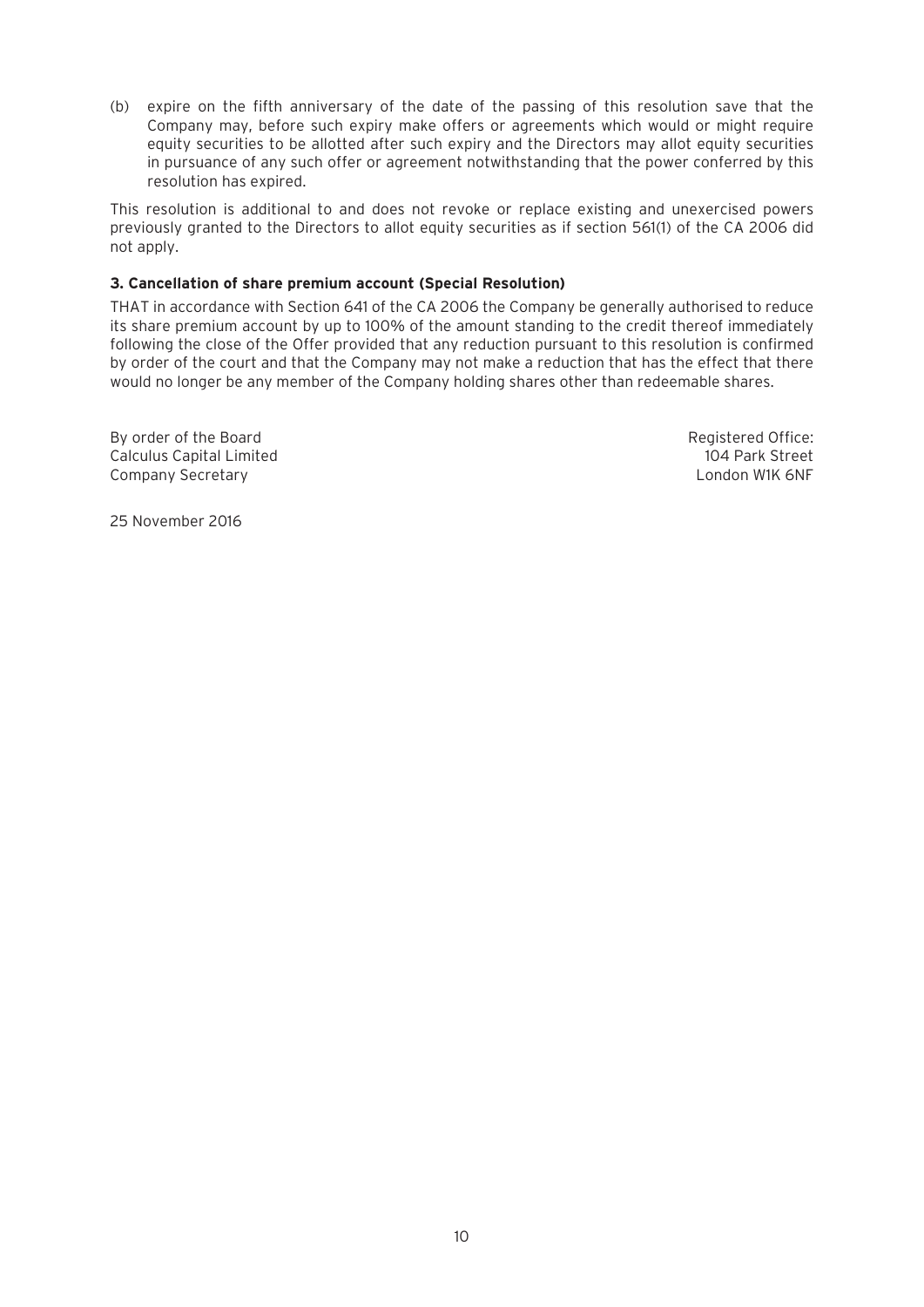(b) expire on the fifth anniversary of the date of the passing of this resolution save that the Company may, before such expiry make offers or agreements which would or might require equity securities to be allotted after such expiry and the Directors may allot equity securities in pursuance of any such offer or agreement notwithstanding that the power conferred by this resolution has expired.

This resolution is additional to and does not revoke or replace existing and unexercised powers previously granted to the Directors to allot equity securities as if section 561(1) of the CA 2006 did not apply.

**3. Cancellation of share premium account (Special Resolution)**

THAT in accordance with Section 641 of the CA 2006 the Company be generally authorised to reduce its share premium account by up to 100% of the amount standing to the credit thereof immediately following the close of the Offer provided that any reduction pursuant to this resolution is confirmed by order of the court and that the Company may not make a reduction that has the effect that there would no longer be any member of the Company holding shares other than redeemable shares.

By order of the Board
Calculus Capital Limited
Company Secretary

Registered Office:
104 Park Street
London W1K 6NF

25 November 2016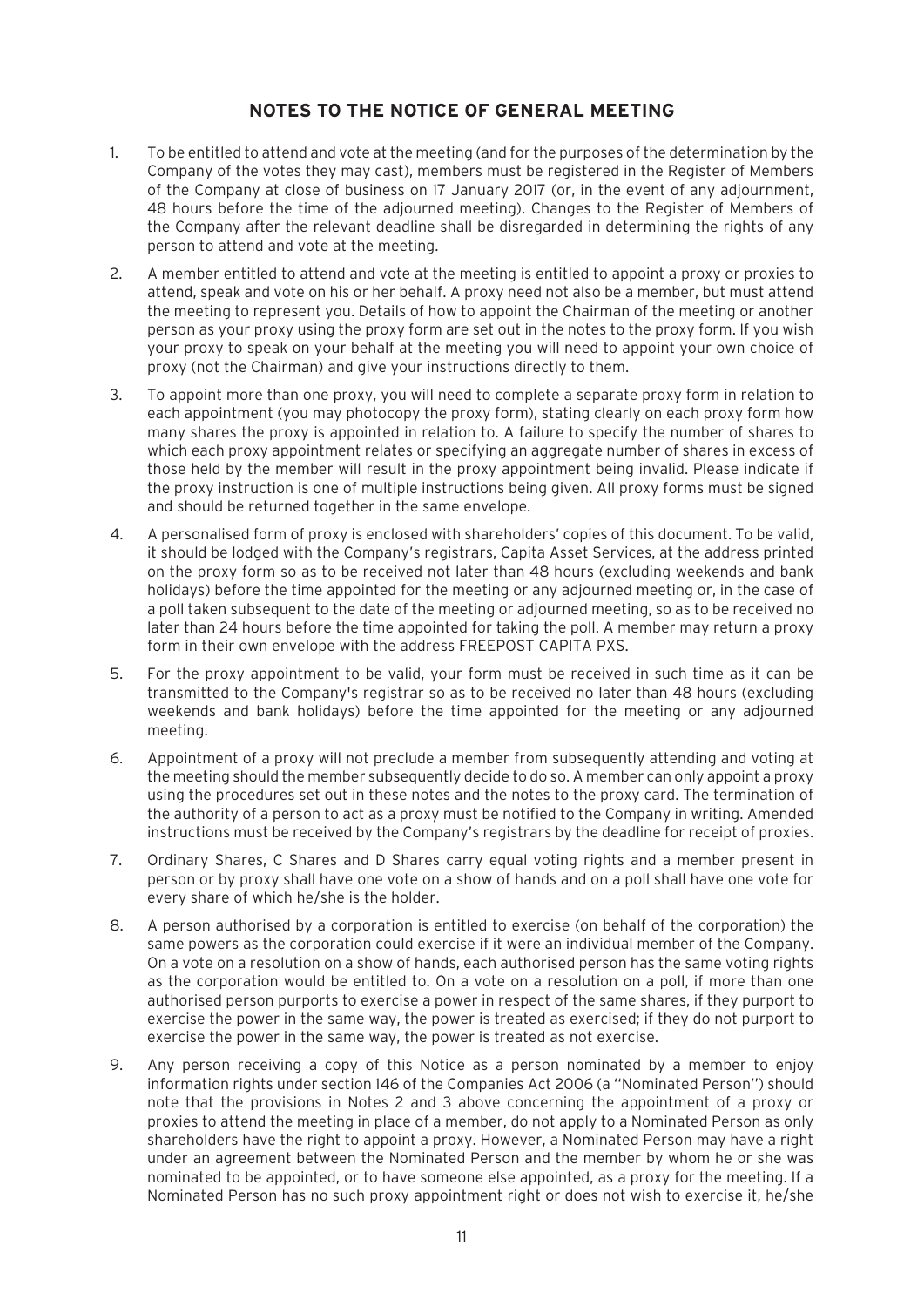## NOTES TO THE NOTICE OF GENERAL MEETING

1. To be entitled to attend and vote at the meeting (and for the purposes of the determination by the Company of the votes they may cast), members must be registered in the Register of Members of the Company at close of business on 17 January 2017 (or, in the event of any adjournment, 48 hours before the time of the adjourned meeting). Changes to the Register of Members of the Company after the relevant deadline shall be disregarded in determining the rights of any person to attend and vote at the meeting.

2. A member entitled to attend and vote at the meeting is entitled to appoint a proxy or proxies to attend, speak and vote on his or her behalf. A proxy need not also be a member, but must attend the meeting to represent you. Details of how to appoint the Chairman of the meeting or another person as your proxy using the proxy form are set out in the notes to the proxy form. If you wish your proxy to speak on your behalf at the meeting you will need to appoint your own choice of proxy (not the Chairman) and give your instructions directly to them.

3. To appoint more than one proxy, you will need to complete a separate proxy form in relation to each appointment (you may photocopy the proxy form), stating clearly on each proxy form how many shares the proxy is appointed in relation to. A failure to specify the number of shares to which each proxy appointment relates or specifying an aggregate number of shares in excess of those held by the member will result in the proxy appointment being invalid. Please indicate if the proxy instruction is one of multiple instructions being given. All proxy forms must be signed and should be returned together in the same envelope.

4. A personalised form of proxy is enclosed with shareholders' copies of this document. To be valid, it should be lodged with the Company's registrars, Capita Asset Services, at the address printed on the proxy form so as to be received not later than 48 hours (excluding weekends and bank holidays) before the time appointed for the meeting or any adjourned meeting or, in the case of a poll taken subsequent to the date of the meeting or adjourned meeting, so as to be received no later than 24 hours before the time appointed for taking the poll. A member may return a proxy form in their own envelope with the address FREEPOST CAPITA PXS.

5. For the proxy appointment to be valid, your form must be received in such time as it can be transmitted to the Company's registrar so as to be received no later than 48 hours (excluding weekends and bank holidays) before the time appointed for the meeting or any adjourned meeting.

6. Appointment of a proxy will not preclude a member from subsequently attending and voting at the meeting should the member subsequently decide to do so. A member can only appoint a proxy using the procedures set out in these notes and the notes to the proxy card. The termination of the authority of a person to act as a proxy must be notified to the Company in writing. Amended instructions must be received by the Company's registrars by the deadline for receipt of proxies.

7. Ordinary Shares, C Shares and D Shares carry equal voting rights and a member present in person or by proxy shall have one vote on a show of hands and on a poll shall have one vote for every share of which he/she is the holder.

8. A person authorised by a corporation is entitled to exercise (on behalf of the corporation) the same powers as the corporation could exercise if it were an individual member of the Company. On a vote on a resolution on a show of hands, each authorised person has the same voting rights as the corporation would be entitled to. On a vote on a resolution on a poll, if more than one authorised person purports to exercise a power in respect of the same shares, if they purport to exercise the power in the same way, the power is treated as exercised; if they do not purport to exercise the power in the same way, the power is treated as not exercise.

9. Any person receiving a copy of this Notice as a person nominated by a member to enjoy information rights under section 146 of the Companies Act 2006 (a "Nominated Person") should note that the provisions in Notes 2 and 3 above concerning the appointment of a proxy or proxies to attend the meeting in place of a member, do not apply to a Nominated Person as only shareholders have the right to appoint a proxy. However, a Nominated Person may have a right under an agreement between the Nominated Person and the member by whom he or she was nominated to be appointed, or to have someone else appointed, as a proxy for the meeting. If a Nominated Person has no such proxy appointment right or does not wish to exercise it, he/she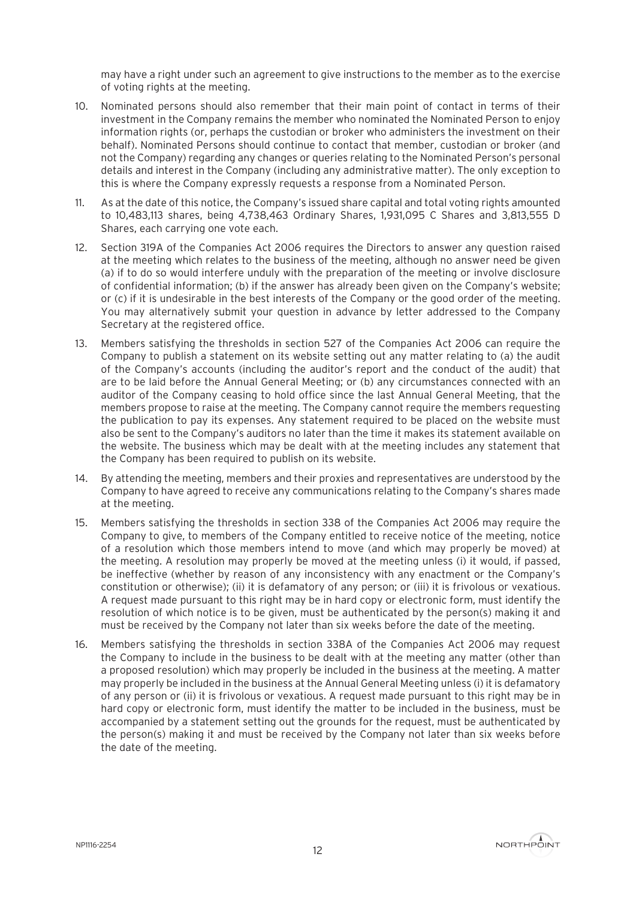may have a right under such an agreement to give instructions to the member as to the exercise of voting rights at the meeting.

10. Nominated persons should also remember that their main point of contact in terms of their investment in the Company remains the member who nominated the Nominated Person to enjoy information rights (or, perhaps the custodian or broker who administers the investment on their behalf). Nominated Persons should continue to contact that member, custodian or broker (and not the Company) regarding any changes or queries relating to the Nominated Person's personal details and interest in the Company (including any administrative matter). The only exception to this is where the Company expressly requests a response from a Nominated Person.

11. As at the date of this notice, the Company's issued share capital and total voting rights amounted to 10,483,113 shares, being 4,738,463 Ordinary Shares, 1,931,095 C Shares and 3,813,555 D Shares, each carrying one vote each.

12. Section 319A of the Companies Act 2006 requires the Directors to answer any question raised at the meeting which relates to the business of the meeting, although no answer need be given (a) if to do so would interfere unduly with the preparation of the meeting or involve disclosure of confidential information; (b) if the answer has already been given on the Company's website; or (c) if it is undesirable in the best interests of the Company or the good order of the meeting. You may alternatively submit your question in advance by letter addressed to the Company Secretary at the registered office.

13. Members satisfying the thresholds in section 527 of the Companies Act 2006 can require the Company to publish a statement on its website setting out any matter relating to (a) the audit of the Company's accounts (including the auditor's report and the conduct of the audit) that are to be laid before the Annual General Meeting; or (b) any circumstances connected with an auditor of the Company ceasing to hold office since the last Annual General Meeting, that the members propose to raise at the meeting. The Company cannot require the members requesting the publication to pay its expenses. Any statement required to be placed on the website must also be sent to the Company's auditors no later than the time it makes its statement available on the website. The business which may be dealt with at the meeting includes any statement that the Company has been required to publish on its website.

14. By attending the meeting, members and their proxies and representatives are understood by the Company to have agreed to receive any communications relating to the Company's shares made at the meeting.

15. Members satisfying the thresholds in section 338 of the Companies Act 2006 may require the Company to give, to members of the Company entitled to receive notice of the meeting, notice of a resolution which those members intend to move (and which may properly be moved) at the meeting. A resolution may properly be moved at the meeting unless (i) it would, if passed, be ineffective (whether by reason of any inconsistency with any enactment or the Company's constitution or otherwise); (ii) it is defamatory of any person; or (iii) it is frivolous or vexatious. A request made pursuant to this right may be in hard copy or electronic form, must identify the resolution of which notice is to be given, must be authenticated by the person(s) making it and must be received by the Company not later than six weeks before the date of the meeting.

16. Members satisfying the thresholds in section 338A of the Companies Act 2006 may request the Company to include in the business to be dealt with at the meeting any matter (other than a proposed resolution) which may properly be included in the business at the meeting. A matter may properly be included in the business at the Annual General Meeting unless (i) it is defamatory of any person or (ii) it is frivolous or vexatious. A request made pursuant to this right may be in hard copy or electronic form, must identify the matter to be included in the business, must be accompanied by a statement setting out the grounds for the request, must be authenticated by the person(s) making it and must be received by the Company not later than six weeks before the date of the meeting.

NP1116-2254